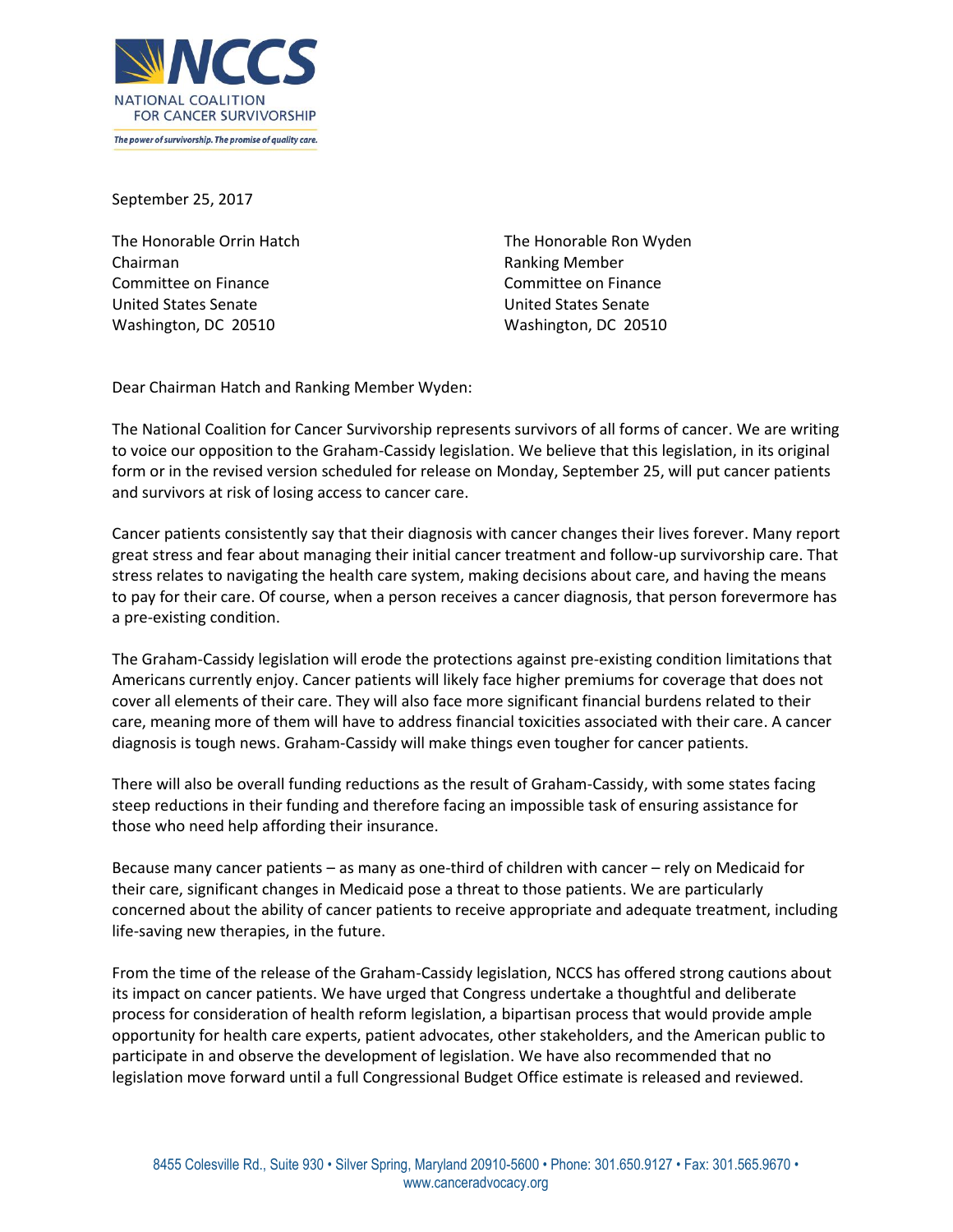**NCCS**
NATIONAL COALITION FOR CANCER SURVIVORSHIP
*The power of survivorship. The promise of quality care.*

September 25, 2017

The Honorable Orrin Hatch
Chairman
Committee on Finance
United States Senate
Washington, DC 20510

The Honorable Ron Wyden
Ranking Member
Committee on Finance
United States Senate
Washington, DC 20510

Dear Chairman Hatch and Ranking Member Wyden:

The National Coalition for Cancer Survivorship represents survivors of all forms of cancer. We are writing to voice our opposition to the Graham-Cassidy legislation. We believe that this legislation, in its original form or in the revised version scheduled for release on Monday, September 25, will put cancer patients and survivors at risk of losing access to cancer care.

Cancer patients consistently say that their diagnosis with cancer changes their lives forever. Many report great stress and fear about managing their initial cancer treatment and follow-up survivorship care. That stress relates to navigating the health care system, making decisions about care, and having the means to pay for their care. Of course, when a person receives a cancer diagnosis, that person forevermore has a pre-existing condition.

The Graham-Cassidy legislation will erode the protections against pre-existing condition limitations that Americans currently enjoy. Cancer patients will likely face higher premiums for coverage that does not cover all elements of their care. They will also face more significant financial burdens related to their care, meaning more of them will have to address financial toxicities associated with their care. A cancer diagnosis is tough news. Graham-Cassidy will make things even tougher for cancer patients.

There will also be overall funding reductions as the result of Graham-Cassidy, with some states facing steep reductions in their funding and therefore facing an impossible task of ensuring assistance for those who need help affording their insurance.

Because many cancer patients – as many as one-third of children with cancer – rely on Medicaid for their care, significant changes in Medicaid pose a threat to those patients. We are particularly concerned about the ability of cancer patients to receive appropriate and adequate treatment, including life-saving new therapies, in the future.

From the time of the release of the Graham-Cassidy legislation, NCCS has offered strong cautions about its impact on cancer patients. We have urged that Congress undertake a thoughtful and deliberate process for consideration of health reform legislation, a bipartisan process that would provide ample opportunity for health care experts, patient advocates, other stakeholders, and the American public to participate in and observe the development of legislation. We have also recommended that no legislation move forward until a full Congressional Budget Office estimate is released and reviewed.

8455 Colesville Rd., Suite 930 • Silver Spring, Maryland 20910-5600 • Phone: 301.650.9127 • Fax: 301.565.9670 • www.canceradvocacy.org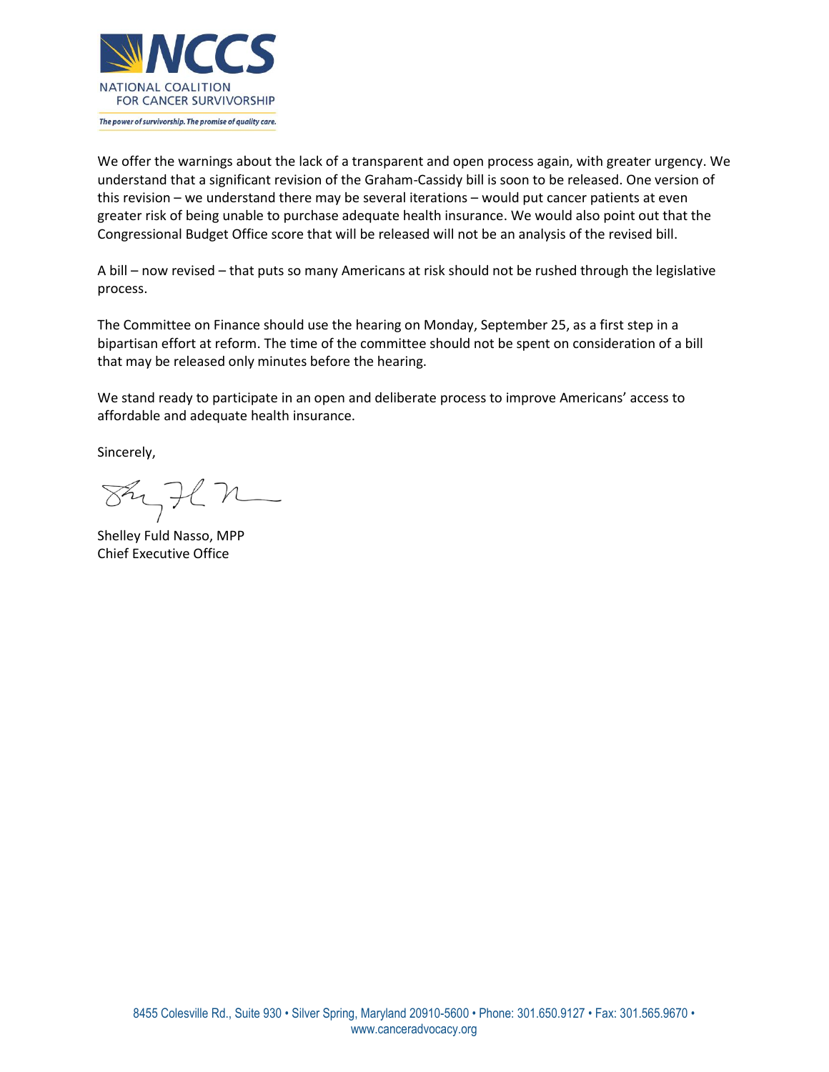We offer the warnings about the lack of a transparent and open process again, with greater urgency. We understand that a significant revision of the Graham-Cassidy bill is soon to be released. One version of this revision – we understand there may be several iterations – would put cancer patients at even greater risk of being unable to purchase adequate health insurance. We would also point out that the Congressional Budget Office score that will be released will not be an analysis of the revised bill.

A bill – now revised – that puts so many Americans at risk should not be rushed through the legislative process.

The Committee on Finance should use the hearing on Monday, September 25, as a first step in a bipartisan effort at reform. The time of the committee should not be spent on consideration of a bill that may be released only minutes before the hearing.

We stand ready to participate in an open and deliberate process to improve Americans' access to affordable and adequate health insurance.

Sincerely,

Shelley Fuld Nasso, MPP
Chief Executive Office